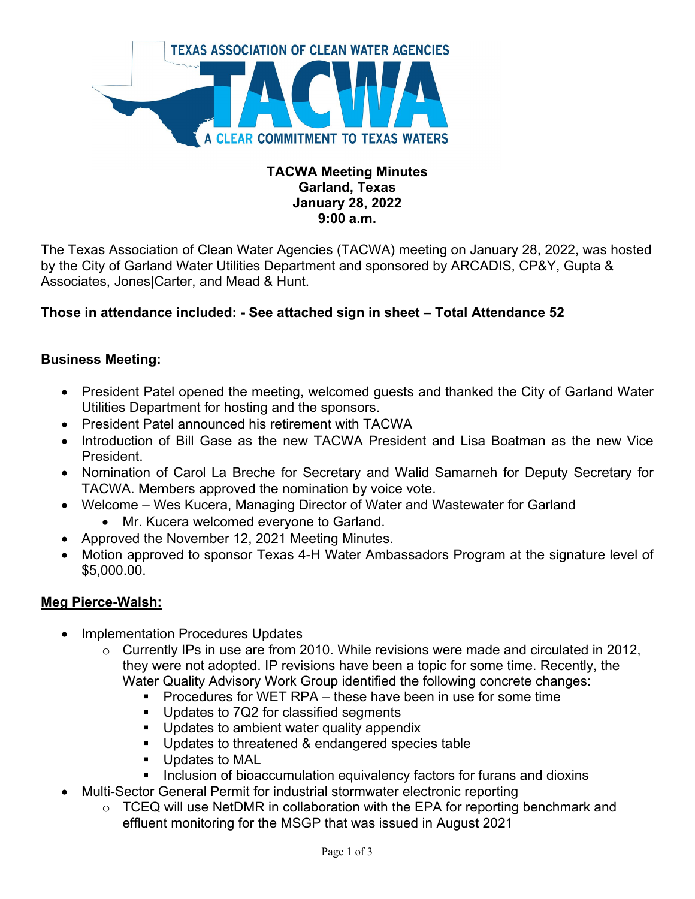# TACWA Meeting Minutes
**Garland, Texas**
**January 28, 2022**
**9:00 a.m.**

The Texas Association of Clean Water Agencies (TACWA) meeting on January 28, 2022, was hosted by the City of Garland Water Utilities Department and sponsored by ARCADIS, CP&Y, Gupta & Associates, Jones|Carter, and Mead & Hunt.

**Those in attendance included: - See attached sign in sheet – Total Attendance 52**

## Business Meeting:

- President Patel opened the meeting, welcomed guests and thanked the City of Garland Water Utilities Department for hosting and the sponsors.
- President Patel announced his retirement with TACWA
- Introduction of Bill Gase as the new TACWA President and Lisa Boatman as the new Vice President.
- Nomination of Carol La Breche for Secretary and Walid Samarneh for Deputy Secretary for TACWA. Members approved the nomination by voice vote.
- Welcome – Wes Kucera, Managing Director of Water and Wastewater for Garland
  - Mr. Kucera welcomed everyone to Garland.
- Approved the November 12, 2021 Meeting Minutes.
- Motion approved to sponsor Texas 4-H Water Ambassadors Program at the signature level of $5,000.00.

## <u>Meg Pierce-Walsh:</u>

- Implementation Procedures Updates
  - Currently IPs in use are from 2010. While revisions were made and circulated in 2012, they were not adopted. IP revisions have been a topic for some time. Recently, the Water Quality Advisory Work Group identified the following concrete changes:
    - Procedures for WET RPA – these have been in use for some time
    - Updates to 7Q2 for classified segments
    - Updates to ambient water quality appendix
    - Updates to threatened & endangered species table
    - Updates to MAL
    - Inclusion of bioaccumulation equivalency factors for furans and dioxins
- Multi-Sector General Permit for industrial stormwater electronic reporting
  - TCEQ will use NetDMR in collaboration with the EPA for reporting benchmark and effluent monitoring for the MSGP that was issued in August 2021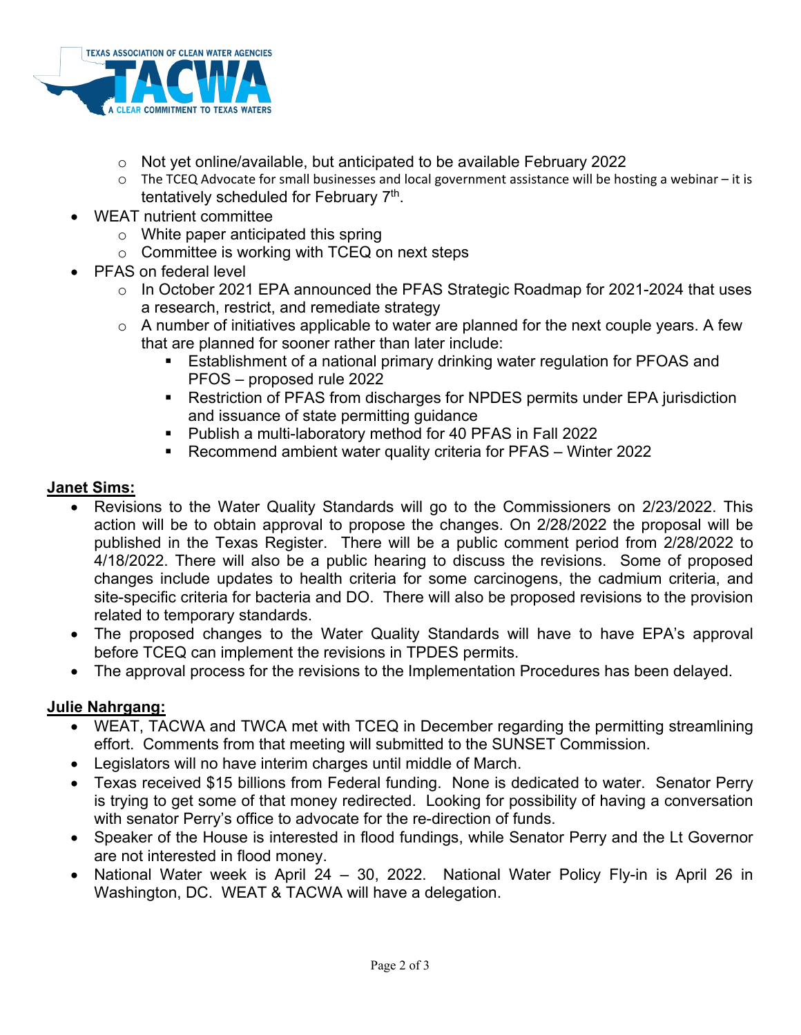- Not yet online/available, but anticipated to be available February 2022
- The TCEQ Advocate for small businesses and local government assistance will be hosting a webinar – it is tentatively scheduled for February 7th.

- WEAT nutrient committee
  - White paper anticipated this spring
  - Committee is working with TCEQ on next steps
- PFAS on federal level
  - In October 2021 EPA announced the PFAS Strategic Roadmap for 2021-2024 that uses a research, restrict, and remediate strategy
  - A number of initiatives applicable to water are planned for the next couple years. A few that are planned for sooner rather than later include:
    - Establishment of a national primary drinking water regulation for PFOAS and PFOS – proposed rule 2022
    - Restriction of PFAS from discharges for NPDES permits under EPA jurisdiction and issuance of state permitting guidance
    - Publish a multi-laboratory method for 40 PFAS in Fall 2022
    - Recommend ambient water quality criteria for PFAS – Winter 2022

**Janet Sims:**

- Revisions to the Water Quality Standards will go to the Commissioners on 2/23/2022. This action will be to obtain approval to propose the changes. On 2/28/2022 the proposal will be published in the Texas Register. There will be a public comment period from 2/28/2022 to 4/18/2022. There will also be a public hearing to discuss the revisions. Some of proposed changes include updates to health criteria for some carcinogens, the cadmium criteria, and site-specific criteria for bacteria and DO. There will also be proposed revisions to the provision related to temporary standards.
- The proposed changes to the Water Quality Standards will have to have EPA's approval before TCEQ can implement the revisions in TPDES permits.
- The approval process for the revisions to the Implementation Procedures has been delayed.

**Julie Nahrgang:**

- WEAT, TACWA and TWCA met with TCEQ in December regarding the permitting streamlining effort. Comments from that meeting will submitted to the SUNSET Commission.
- Legislators will no have interim charges until middle of March.
- Texas received $15 billions from Federal funding. None is dedicated to water. Senator Perry is trying to get some of that money redirected. Looking for possibility of having a conversation with senator Perry's office to advocate for the re-direction of funds.
- Speaker of the House is interested in flood fundings, while Senator Perry and the Lt Governor are not interested in flood money.
- National Water week is April 24 – 30, 2022. National Water Policy Fly-in is April 26 in Washington, DC. WEAT & TACWA will have a delegation.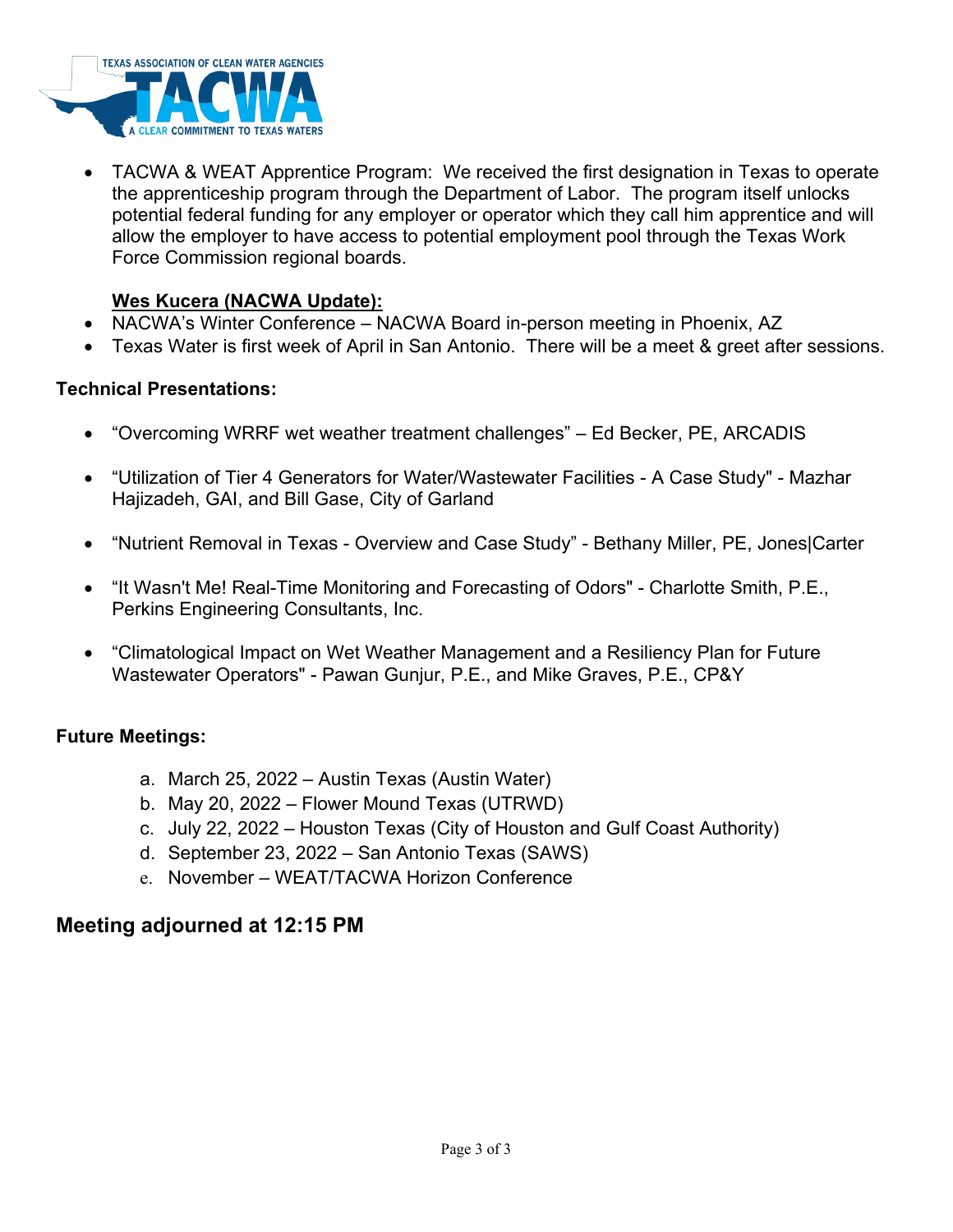- TACWA & WEAT Apprentice Program: We received the first designation in Texas to operate the apprenticeship program through the Department of Labor. The program itself unlocks potential federal funding for any employer or operator which they call him apprentice and will allow the employer to have access to potential employment pool through the Texas Work Force Commission regional boards.

**Wes Kucera (NACWA Update):**

- NACWA's Winter Conference – NACWA Board in-person meeting in Phoenix, AZ
- Texas Water is first week of April in San Antonio. There will be a meet & greet after sessions.

**Technical Presentations:**

- "Overcoming WRRF wet weather treatment challenges" – Ed Becker, PE, ARCADIS
- "Utilization of Tier 4 Generators for Water/Wastewater Facilities - A Case Study" - Mazhar Hajizadeh, GAI, and Bill Gase, City of Garland
- "Nutrient Removal in Texas - Overview and Case Study" - Bethany Miller, PE, Jones|Carter
- "It Wasn't Me! Real-Time Monitoring and Forecasting of Odors" - Charlotte Smith, P.E., Perkins Engineering Consultants, Inc.
- "Climatological Impact on Wet Weather Management and a Resiliency Plan for Future Wastewater Operators" - Pawan Gunjur, P.E., and Mike Graves, P.E., CP&Y

**Future Meetings:**

a. March 25, 2022 – Austin Texas (Austin Water)
b. May 20, 2022 – Flower Mound Texas (UTRWD)
c. July 22, 2022 – Houston Texas (City of Houston and Gulf Coast Authority)
d. September 23, 2022 – San Antonio Texas (SAWS)
e. November – WEAT/TACWA Horizon Conference

## Meeting adjourned at 12:15 PM